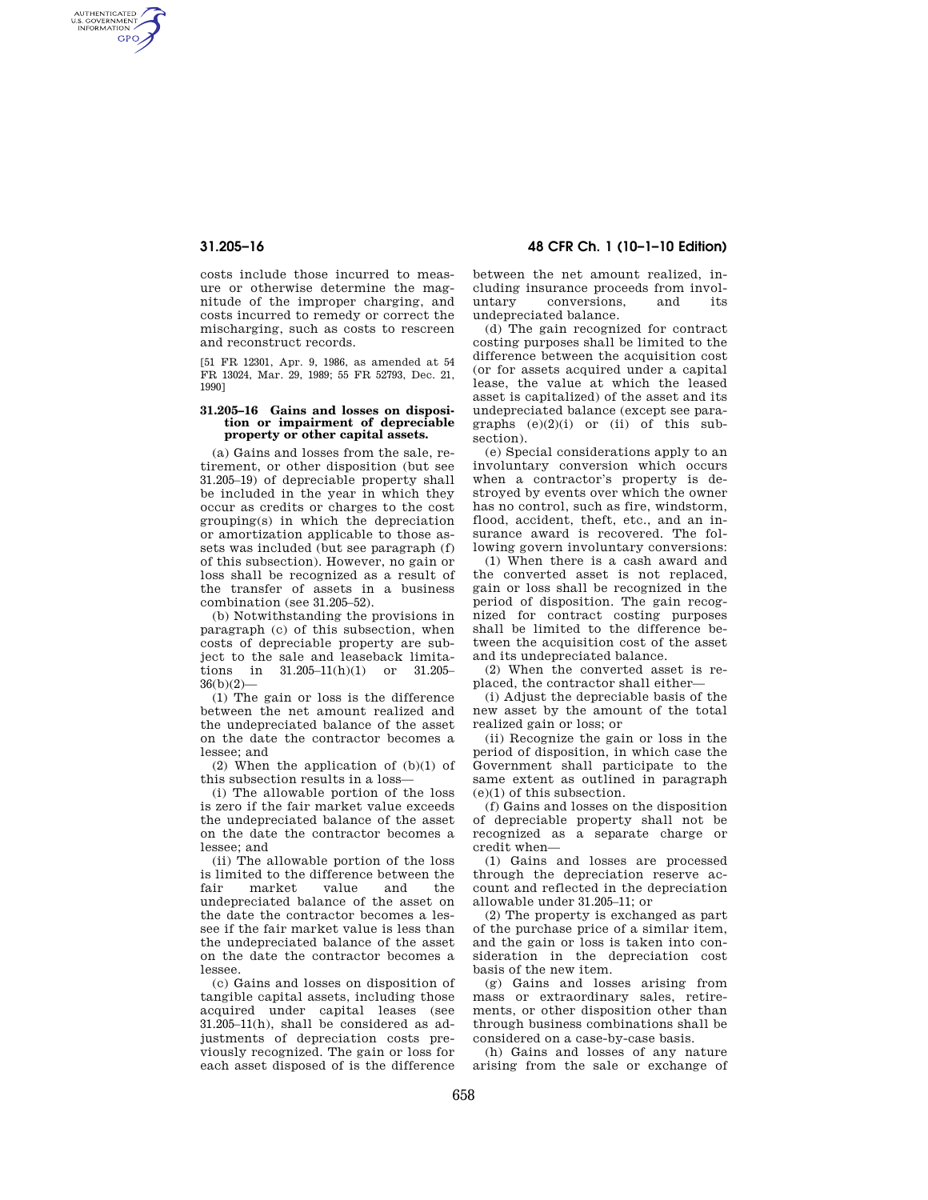costs include those incurred to measure or otherwise determine the magnitude of the improper charging, and costs incurred to remedy or correct the mischarging, such as costs to rescreen and reconstruct records.

[51 FR 12301, Apr. 9, 1986, as amended at 54 FR 13024, Mar. 29, 1989; 55 FR 52793, Dec. 21, 1990]

### 31.205–16 Gains and losses on disposition or impairment of depreciable property or other capital assets.

(a) Gains and losses from the sale, retirement, or other disposition (but see 31.205–19) of depreciable property shall be included in the year in which they occur as credits or charges to the cost grouping(s) in which the depreciation or amortization applicable to those assets was included (but see paragraph (f) of this subsection). However, no gain or loss shall be recognized as a result of the transfer of assets in a business combination (see 31.205–52).

(b) Notwithstanding the provisions in paragraph (c) of this subsection, when costs of depreciable property are subject to the sale and leaseback limitations in 31.205–11(h)(1) or 31.205–36(b)(2)—

(1) The gain or loss is the difference between the net amount realized and the undepreciated balance of the asset on the date the contractor becomes a lessee; and

(2) When the application of (b)(1) of this subsection results in a loss—

(i) The allowable portion of the loss is zero if the fair market value exceeds the undepreciated balance of the asset on the date the contractor becomes a lessee; and

(ii) The allowable portion of the loss is limited to the difference between the fair market value and the undepreciated balance of the asset on the date the contractor becomes a lessee if the fair market value is less than the undepreciated balance of the asset on the date the contractor becomes a lessee.

(c) Gains and losses on disposition of tangible capital assets, including those acquired under capital leases (see 31.205–11(h), shall be considered as adjustments of depreciation costs previously recognized. The gain or loss for each asset disposed of is the difference between the net amount realized, including insurance proceeds from involuntary conversions, and its undepreciated balance.

(d) The gain recognized for contract costing purposes shall be limited to the difference between the acquisition cost (or for assets acquired under a capital lease, the value at which the leased asset is capitalized) of the asset and its undepreciated balance (except see paragraphs (e)(2)(i) or (ii) of this subsection).

(e) Special considerations apply to an involuntary conversion which occurs when a contractor's property is destroyed by events over which the owner has no control, such as fire, windstorm, flood, accident, theft, etc., and an insurance award is recovered. The following govern involuntary conversions:

(1) When there is a cash award and the converted asset is not replaced, gain or loss shall be recognized in the period of disposition. The gain recognized for contract costing purposes shall be limited to the difference between the acquisition cost of the asset and its undepreciated balance.

(2) When the converted asset is replaced, the contractor shall either—

(i) Adjust the depreciable basis of the new asset by the amount of the total realized gain or loss; or

(ii) Recognize the gain or loss in the period of disposition, in which case the Government shall participate to the same extent as outlined in paragraph (e)(1) of this subsection.

(f) Gains and losses on the disposition of depreciable property shall not be recognized as a separate charge or credit when—

(1) Gains and losses are processed through the depreciation reserve account and reflected in the depreciation allowable under 31.205–11; or

(2) The property is exchanged as part of the purchase price of a similar item, and the gain or loss is taken into consideration in the depreciation cost basis of the new item.

(g) Gains and losses arising from mass or extraordinary sales, retirements, or other disposition other than through business combinations shall be considered on a case-by-case basis.

(h) Gains and losses of any nature arising from the sale or exchange of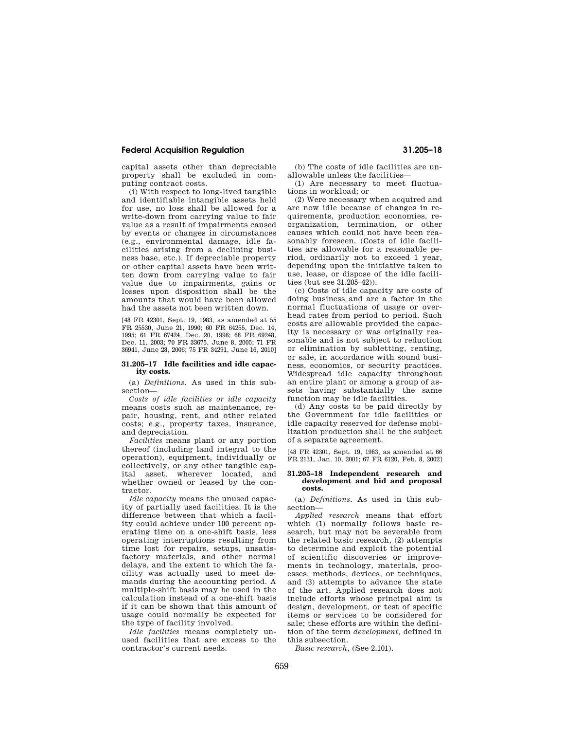capital assets other than depreciable property shall be excluded in computing contract costs.

(i) With respect to long-lived tangible and identifiable intangible assets held for use, no loss shall be allowed for a write-down from carrying value to fair value as a result of impairments caused by events or changes in circumstances (e.g., environmental damage, idle facilities arising from a declining business base, etc.). If depreciable property or other capital assets have been written down from carrying value to fair value due to impairments, gains or losses upon disposition shall be the amounts that would have been allowed had the assets not been written down.

[48 FR 42301, Sept. 19, 1983, as amended at 55 FR 25530, June 21, 1990; 60 FR 64255, Dec. 14, 1995; 61 FR 67424, Dec. 20, 1996; 68 FR 69248, Dec. 11, 2003; 70 FR 33675, June 8, 2005; 71 FR 36941, June 28, 2006; 75 FR 34291, June 16, 2010]

### 31.205-17 Idle facilities and idle capacity costs.

(a) *Definitions.* As used in this subsection—

*Costs of idle facilities or idle capacity* means costs such as maintenance, repair, housing, rent, and other related costs; e.g., property taxes, insurance, and depreciation.

*Facilities* means plant or any portion thereof (including land integral to the operation), equipment, individually or collectively, or any other tangible capital asset, wherever located, and whether owned or leased by the contractor.

*Idle capacity* means the unused capacity of partially used facilities. It is the difference between that which a facility could achieve under 100 percent operating time on a one-shift basis, less operating interruptions resulting from time lost for repairs, setups, unsatisfactory materials, and other normal delays, and the extent to which the facility was actually used to meet demands during the accounting period. A multiple-shift basis may be used in the calculation instead of a one-shift basis if it can be shown that this amount of usage could normally be expected for the type of facility involved.

*Idle facilities* means completely unused facilities that are excess to the contractor's current needs.

(b) The costs of idle facilities are unallowable unless the facilities—

(1) Are necessary to meet fluctuations in workload; or

(2) Were necessary when acquired and are now idle because of changes in requirements, production economies, reorganization, termination, or other causes which could not have been reasonably foreseen. (Costs of idle facilities are allowable for a reasonable period, ordinarily not to exceed 1 year, depending upon the initiative taken to use, lease, or dispose of the idle facilities (but see 31.205-42)).

(c) Costs of idle capacity are costs of doing business and are a factor in the normal fluctuations of usage or overhead rates from period to period. Such costs are allowable provided the capacity is necessary or was originally reasonable and is not subject to reduction or elimination by subletting, renting, or sale, in accordance with sound business, economics, or security practices. Widespread idle capacity throughout an entire plant or among a group of assets having substantially the same function may be idle facilities.

(d) Any costs to be paid directly by the Government for idle facilities or idle capacity reserved for defense mobilization production shall be the subject of a separate agreement.

[48 FR 42301, Sept. 19, 1983, as amended at 66 FR 2131, Jan. 10, 2001; 67 FR 6120, Feb. 8, 2002]

### 31.205-18 Independent research and development and bid and proposal costs.

(a) *Definitions.* As used in this subsection—

*Applied research* means that effort which (1) normally follows basic research, but may not be severable from the related basic research, (2) attempts to determine and exploit the potential of scientific discoveries or improvements in technology, materials, processes, methods, devices, or techniques, and (3) attempts to advance the state of the art. Applied research does not include efforts whose principal aim is design, development, or test of specific items or services to be considered for sale; these efforts are within the definition of the term *development,* defined in this subsection.

*Basic research,* (See 2.101).